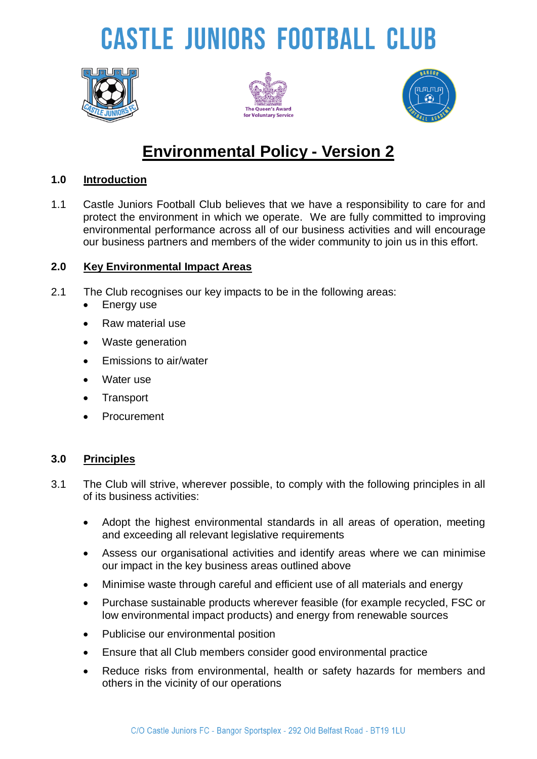# CASTLE JUNIORS FOOTBALL CLUB

## Environmental Policy - Version 2

### 1.0 Introduction

1.1 Castle Juniors Football Club believes that we have a responsibility to care for and protect the environment in which we operate. We are fully committed to improving environmental performance across all of our business activities and will encourage our business partners and members of the wider community to join us in this effort.

### 2.0 Key Environmental Impact Areas

2.1 The Club recognises our key impacts to be in the following areas:

- Energy use
- Raw material use
- Waste generation
- Emissions to air/water
- Water use
- Transport
- Procurement

### 3.0 Principles

3.1 The Club will strive, wherever possible, to comply with the following principles in all of its business activities:

- Adopt the highest environmental standards in all areas of operation, meeting and exceeding all relevant legislative requirements
- Assess our organisational activities and identify areas where we can minimise our impact in the key business areas outlined above
- Minimise waste through careful and efficient use of all materials and energy
- Purchase sustainable products wherever feasible (for example recycled, FSC or low environmental impact products) and energy from renewable sources
- Publicise our environmental position
- Ensure that all Club members consider good environmental practice
- Reduce risks from environmental, health or safety hazards for members and others in the vicinity of our operations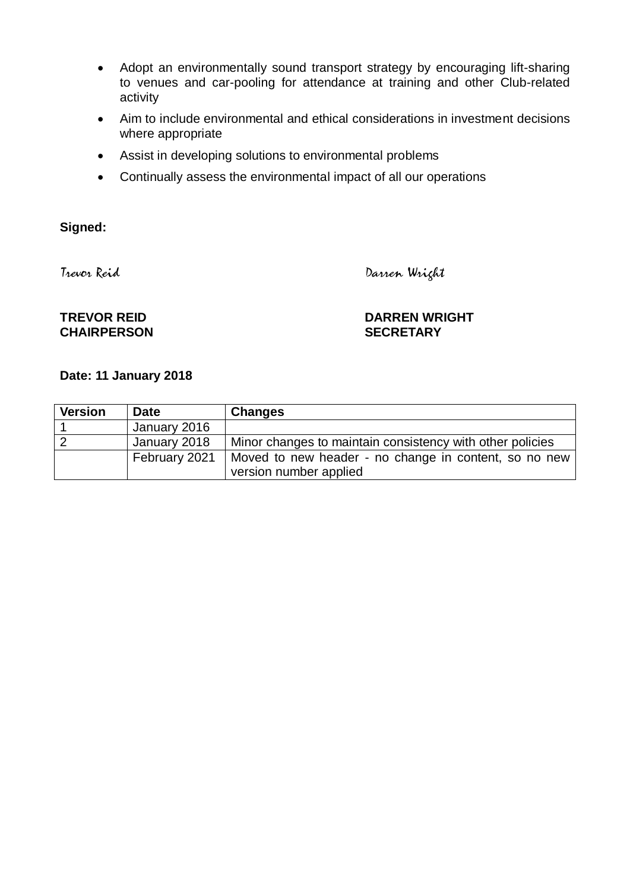- Adopt an environmentally sound transport strategy by encouraging lift-sharing to venues and car-pooling for attendance at training and other Club-related activity
- Aim to include environmental and ethical considerations in investment decisions where appropriate
- Assist in developing solutions to environmental problems
- Continually assess the environmental impact of all our operations

**Signed:**

*Trevor Reid*

**TREVOR REID**
**CHAIRPERSON**

*Darren Wright*

**DARREN WRIGHT**
**SECRETARY**

**Date: 11 January 2018**

| Version | Date | Changes |
|---|---|---|
| 1 | January 2016 | |
| 2 | January 2018 | Minor changes to maintain consistency with other policies |
| | February 2021 | Moved to new header - no change in content, so no new version number applied |